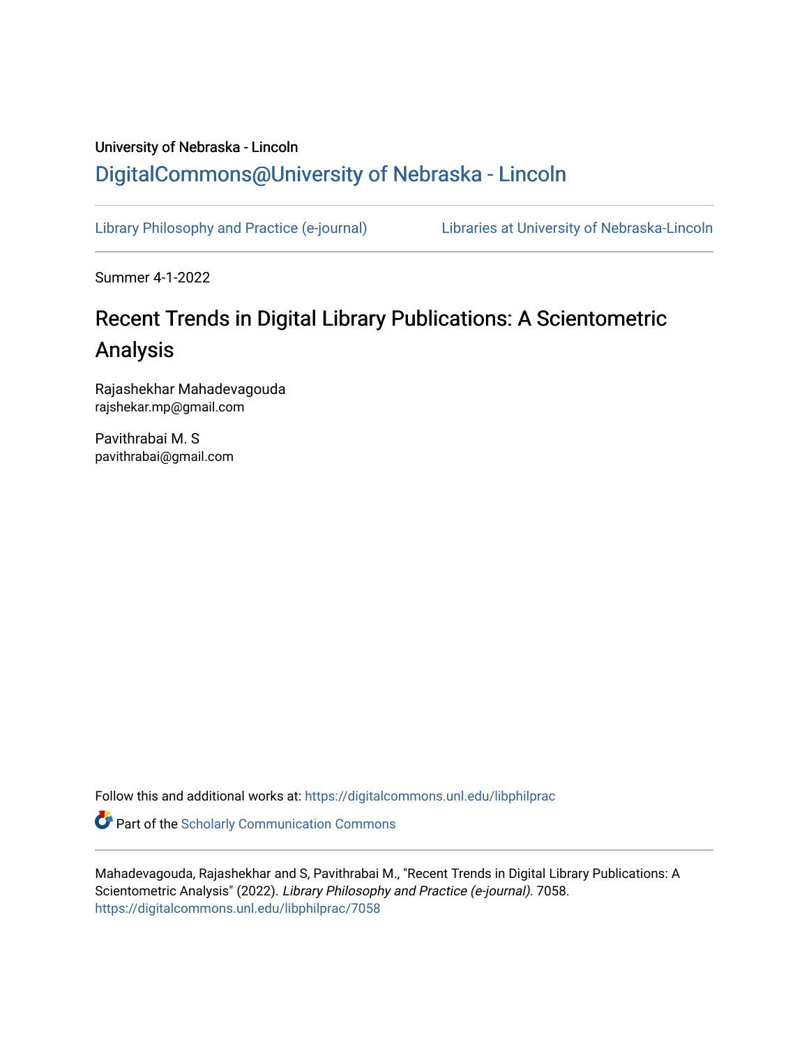University of Nebraska - Lincoln

DigitalCommons@University of Nebraska - Lincoln

Library Philosophy and Practice (e-journal)　　　Libraries at University of Nebraska-Lincoln

Summer 4-1-2022

# Recent Trends in Digital Library Publications: A Scientometric Analysis

Rajashekhar Mahadevagouda
rajshekar.mp@gmail.com

Pavithrabai M. S
pavithrabai@gmail.com

Follow this and additional works at: https://digitalcommons.unl.edu/libphilprac

Part of the Scholarly Communication Commons

Mahadevagouda, Rajashekhar and S, Pavithrabai M., "Recent Trends in Digital Library Publications: A Scientometric Analysis" (2022). *Library Philosophy and Practice (e-journal)*. 7058.
https://digitalcommons.unl.edu/libphilprac/7058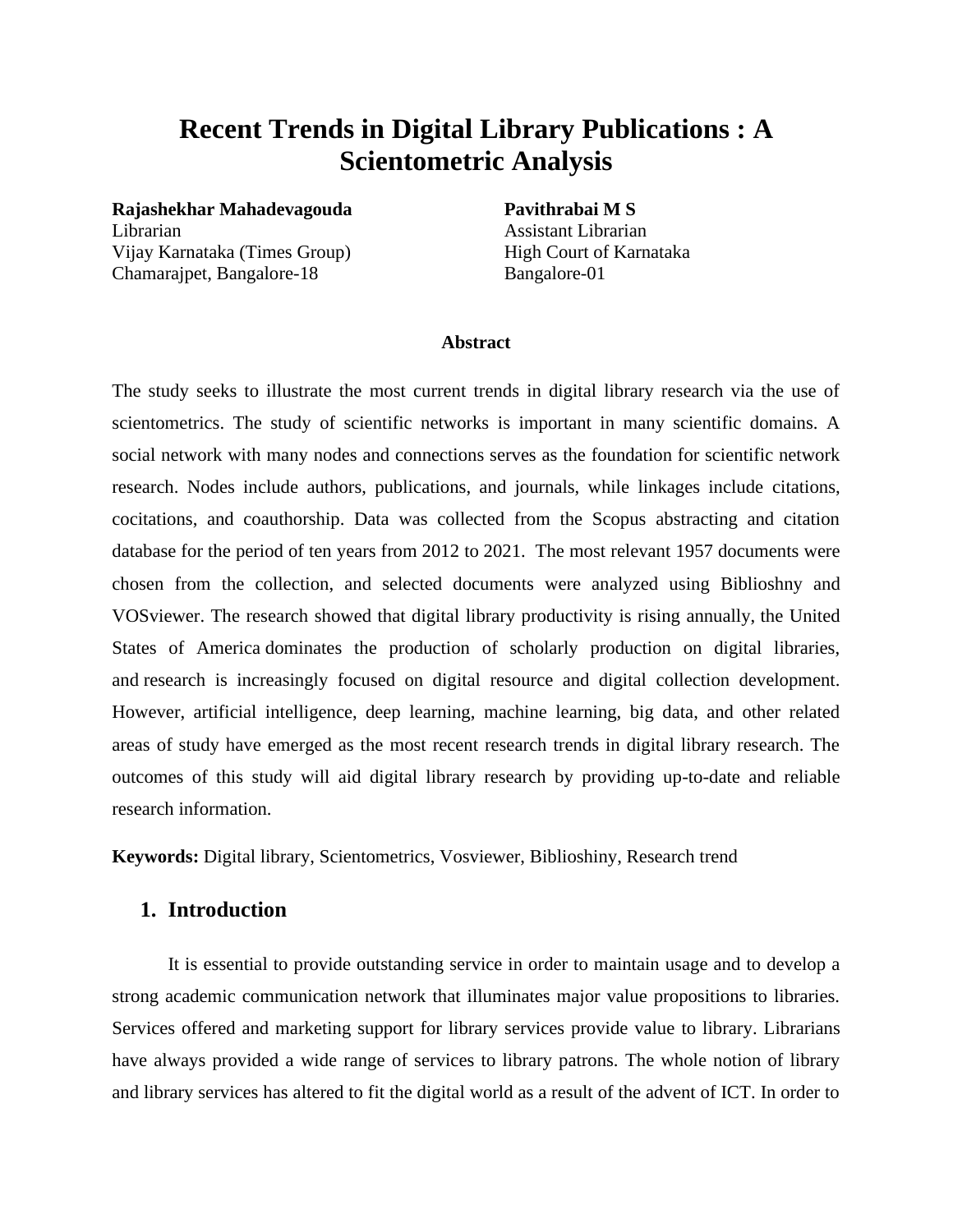# Recent Trends in Digital Library Publications : A Scientometric Analysis

**Rajashekhar Mahadevagouda**
Librarian
Vijay Karnataka (Times Group)
Chamarajpet, Bangalore-18

**Pavithrabai M S**
Assistant Librarian
High Court of Karnataka
Bangalore-01

**Abstract**

The study seeks to illustrate the most current trends in digital library research via the use of scientometrics. The study of scientific networks is important in many scientific domains. A social network with many nodes and connections serves as the foundation for scientific network research. Nodes include authors, publications, and journals, while linkages include citations, cocitations, and coauthorship. Data was collected from the Scopus abstracting and citation database for the period of ten years from 2012 to 2021. The most relevant 1957 documents were chosen from the collection, and selected documents were analyzed using Biblioshny and VOSviewer. The research showed that digital library productivity is rising annually, the United States of America dominates the production of scholarly production on digital libraries, and research is increasingly focused on digital resource and digital collection development. However, artificial intelligence, deep learning, machine learning, big data, and other related areas of study have emerged as the most recent research trends in digital library research. The outcomes of this study will aid digital library research by providing up-to-date and reliable research information.

**Keywords:** Digital library, Scientometrics, Vosviewer, Biblioshiny, Research trend

## 1. Introduction

It is essential to provide outstanding service in order to maintain usage and to develop a strong academic communication network that illuminates major value propositions to libraries. Services offered and marketing support for library services provide value to library. Librarians have always provided a wide range of services to library patrons. The whole notion of library and library services has altered to fit the digital world as a result of the advent of ICT. In order to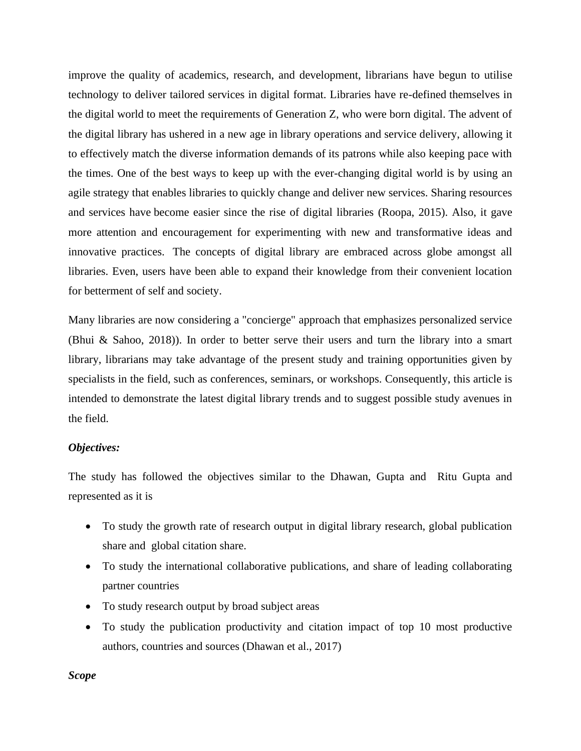improve the quality of academics, research, and development, librarians have begun to utilise technology to deliver tailored services in digital format. Libraries have re-defined themselves in the digital world to meet the requirements of Generation Z, who were born digital. The advent of the digital library has ushered in a new age in library operations and service delivery, allowing it to effectively match the diverse information demands of its patrons while also keeping pace with the times. One of the best ways to keep up with the ever-changing digital world is by using an agile strategy that enables libraries to quickly change and deliver new services. Sharing resources and services have become easier since the rise of digital libraries (Roopa, 2015). Also, it gave more attention and encouragement for experimenting with new and transformative ideas and innovative practices. The concepts of digital library are embraced across globe amongst all libraries. Even, users have been able to expand their knowledge from their convenient location for betterment of self and society.

Many libraries are now considering a "concierge" approach that emphasizes personalized service (Bhui & Sahoo, 2018)). In order to better serve their users and turn the library into a smart library, librarians may take advantage of the present study and training opportunities given by specialists in the field, such as conferences, seminars, or workshops. Consequently, this article is intended to demonstrate the latest digital library trends and to suggest possible study avenues in the field.

***Objectives:***

The study has followed the objectives similar to the Dhawan, Gupta and Ritu Gupta and represented as it is

- To study the growth rate of research output in digital library research, global publication share and global citation share.
- To study the international collaborative publications, and share of leading collaborating partner countries
- To study research output by broad subject areas
- To study the publication productivity and citation impact of top 10 most productive authors, countries and sources (Dhawan et al., 2017)

***Scope***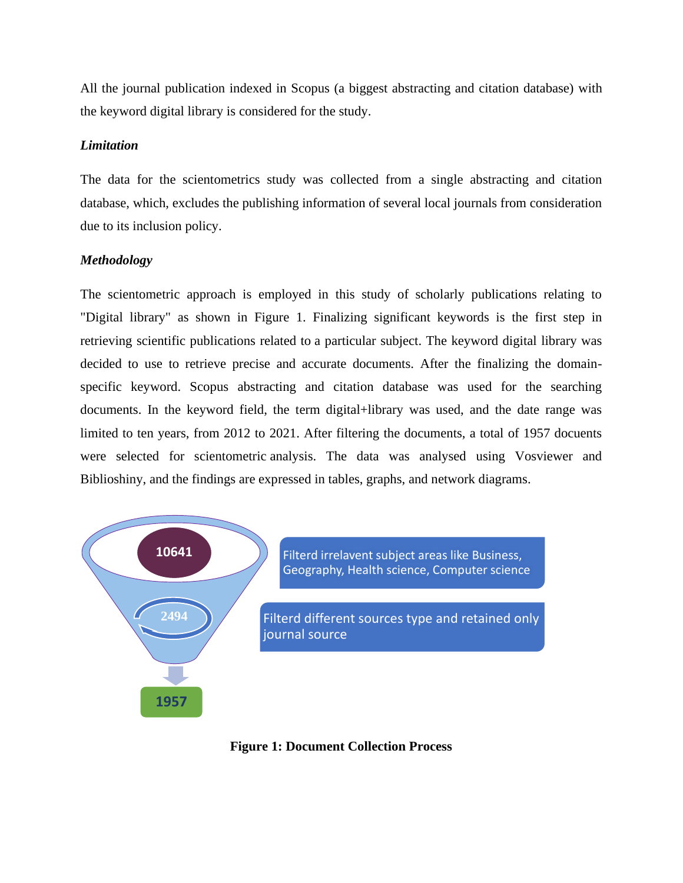All the journal publication indexed in Scopus (a biggest abstracting and citation database) with the keyword digital library is considered for the study.

***Limitation***

The data for the scientometrics study was collected from a single abstracting and citation database, which, excludes the publishing information of several local journals from consideration due to its inclusion policy.

***Methodology***

The scientometric approach is employed in this study of scholarly publications relating to "Digital library" as shown in Figure 1. Finalizing significant keywords is the first step in retrieving scientific publications related to a particular subject. The keyword digital library was decided to use to retrieve precise and accurate documents. After the finalizing the domain-specific keyword. Scopus abstracting and citation database was used for the searching documents. In the keyword field, the term digital+library was used, and the date range was limited to ten years, from 2012 to 2021. After filtering the documents, a total of 1957 docuents were selected for scientometric analysis. The data was analysed using Vosviewer and Biblioshiny, and the findings are expressed in tables, graphs, and network diagrams.

10641

Filterd irrelavent subject areas like Business, Geography, Health science, Computer science

2494

Filterd different sources type and retained only journal source

1957

**Figure 1: Document Collection Process**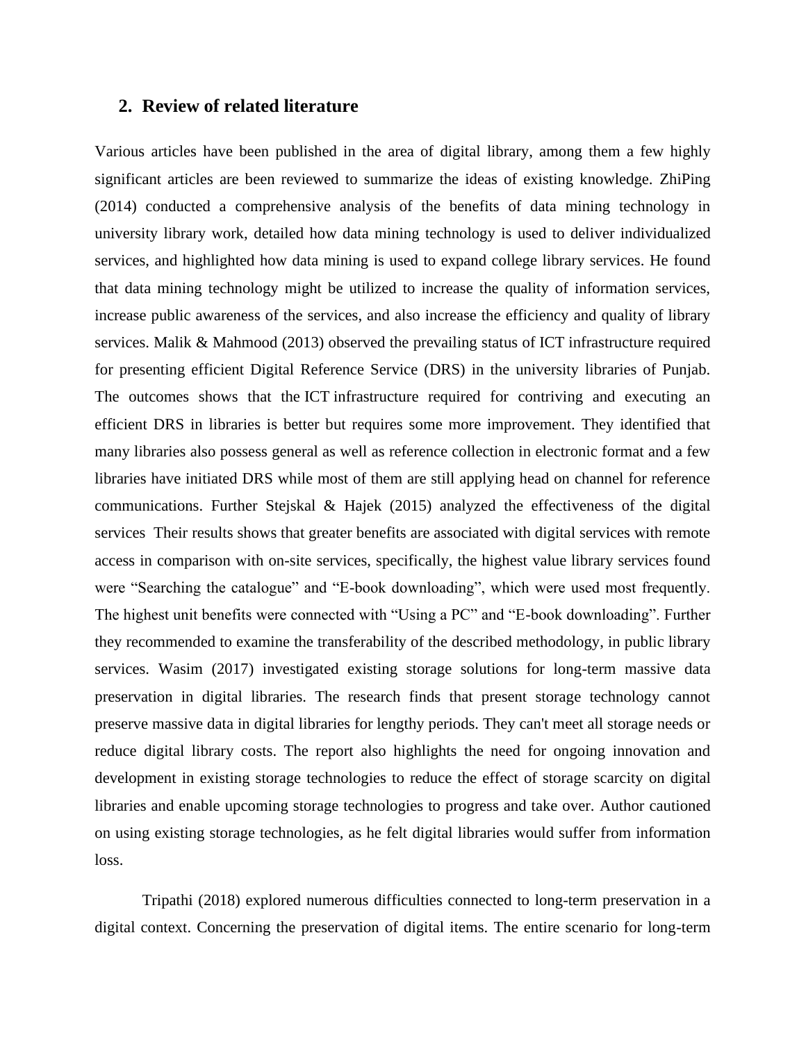## 2. Review of related literature

Various articles have been published in the area of digital library, among them a few highly significant articles are been reviewed to summarize the ideas of existing knowledge. ZhiPing (2014) conducted a comprehensive analysis of the benefits of data mining technology in university library work, detailed how data mining technology is used to deliver individualized services, and highlighted how data mining is used to expand college library services. He found that data mining technology might be utilized to increase the quality of information services, increase public awareness of the services, and also increase the efficiency and quality of library services. Malik & Mahmood (2013) observed the prevailing status of ICT infrastructure required for presenting efficient Digital Reference Service (DRS) in the university libraries of Punjab. The outcomes shows that the ICT infrastructure required for contriving and executing an efficient DRS in libraries is better but requires some more improvement. They identified that many libraries also possess general as well as reference collection in electronic format and a few libraries have initiated DRS while most of them are still applying head on channel for reference communications. Further Stejskal & Hajek (2015) analyzed the effectiveness of the digital services Their results shows that greater benefits are associated with digital services with remote access in comparison with on-site services, specifically, the highest value library services found were "Searching the catalogue" and "E-book downloading", which were used most frequently. The highest unit benefits were connected with "Using a PC" and "E-book downloading". Further they recommended to examine the transferability of the described methodology, in public library services. Wasim (2017) investigated existing storage solutions for long-term massive data preservation in digital libraries. The research finds that present storage technology cannot preserve massive data in digital libraries for lengthy periods. They can't meet all storage needs or reduce digital library costs. The report also highlights the need for ongoing innovation and development in existing storage technologies to reduce the effect of storage scarcity on digital libraries and enable upcoming storage technologies to progress and take over. Author cautioned on using existing storage technologies, as he felt digital libraries would suffer from information loss.

Tripathi (2018) explored numerous difficulties connected to long-term preservation in a digital context. Concerning the preservation of digital items. The entire scenario for long-term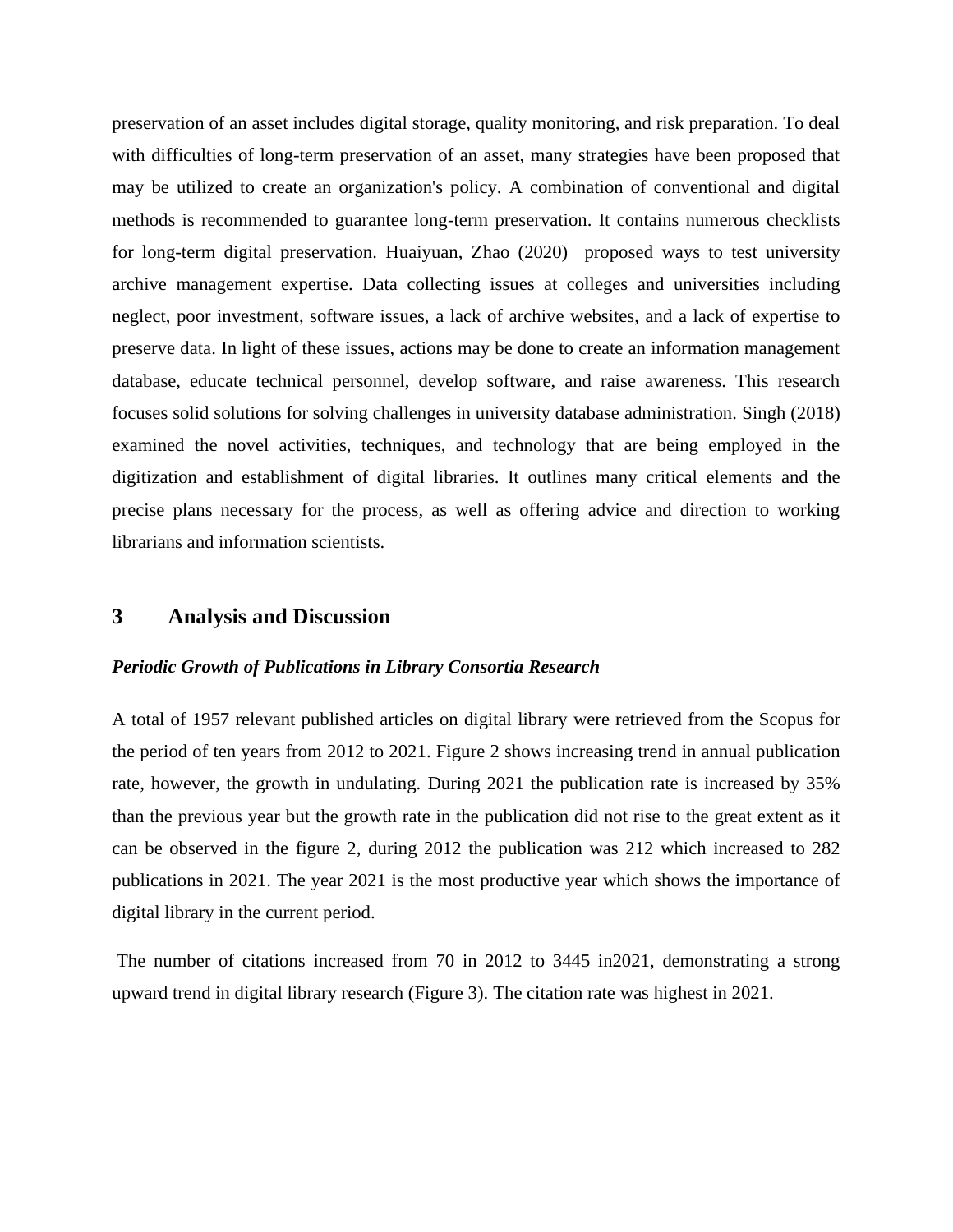preservation of an asset includes digital storage, quality monitoring, and risk preparation. To deal with difficulties of long-term preservation of an asset, many strategies have been proposed that may be utilized to create an organization's policy. A combination of conventional and digital methods is recommended to guarantee long-term preservation. It contains numerous checklists for long-term digital preservation. Huaiyuan, Zhao (2020) proposed ways to test university archive management expertise. Data collecting issues at colleges and universities including neglect, poor investment, software issues, a lack of archive websites, and a lack of expertise to preserve data. In light of these issues, actions may be done to create an information management database, educate technical personnel, develop software, and raise awareness. This research focuses solid solutions for solving challenges in university database administration. Singh (2018) examined the novel activities, techniques, and technology that are being employed in the digitization and establishment of digital libraries. It outlines many critical elements and the precise plans necessary for the process, as well as offering advice and direction to working librarians and information scientists.

## 3 Analysis and Discussion

***Periodic Growth of Publications in Library Consortia Research***

A total of 1957 relevant published articles on digital library were retrieved from the Scopus for the period of ten years from 2012 to 2021. Figure 2 shows increasing trend in annual publication rate, however, the growth in undulating. During 2021 the publication rate is increased by 35% than the previous year but the growth rate in the publication did not rise to the great extent as it can be observed in the figure 2, during 2012 the publication was 212 which increased to 282 publications in 2021. The year 2021 is the most productive year which shows the importance of digital library in the current period.

The number of citations increased from 70 in 2012 to 3445 in2021, demonstrating a strong upward trend in digital library research (Figure 3). The citation rate was highest in 2021.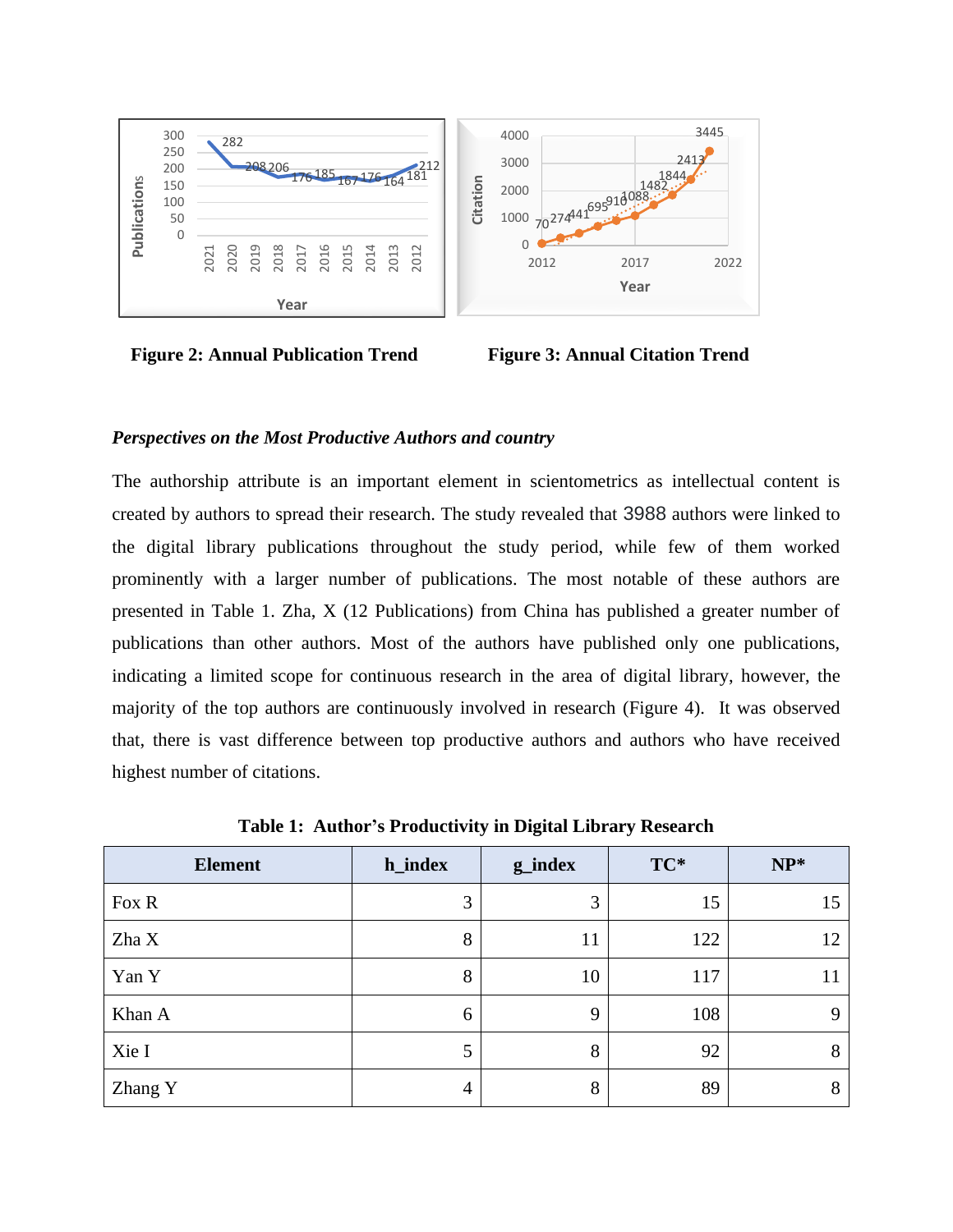Figure 2: Annual Publication Trend

Figure 3: Annual Citation Trend

***Perspectives on the Most Productive Authors and country***

The authorship attribute is an important element in scientometrics as intellectual content is created by authors to spread their research. The study revealed that 3988 authors were linked to the digital library publications throughout the study period, while few of them worked prominently with a larger number of publications. The most notable of these authors are presented in Table 1. Zha, X (12 Publications) from China has published a greater number of publications than other authors. Most of the authors have published only one publications, indicating a limited scope for continuous research in the area of digital library, however, the majority of the top authors are continuously involved in research (Figure 4). It was observed that, there is vast difference between top productive authors and authors who have received highest number of citations.

**Table 1: Author's Productivity in Digital Library Research**

| Element | h_index | g_index | TC* | NP* |
|---|---|---|---|---|
| Fox R | 3 | 3 | 15 | 15 |
| Zha X | 8 | 11 | 122 | 12 |
| Yan Y | 8 | 10 | 117 | 11 |
| Khan A | 6 | 9 | 108 | 9 |
| Xie I | 5 | 8 | 92 | 8 |
| Zhang Y | 4 | 8 | 89 | 8 |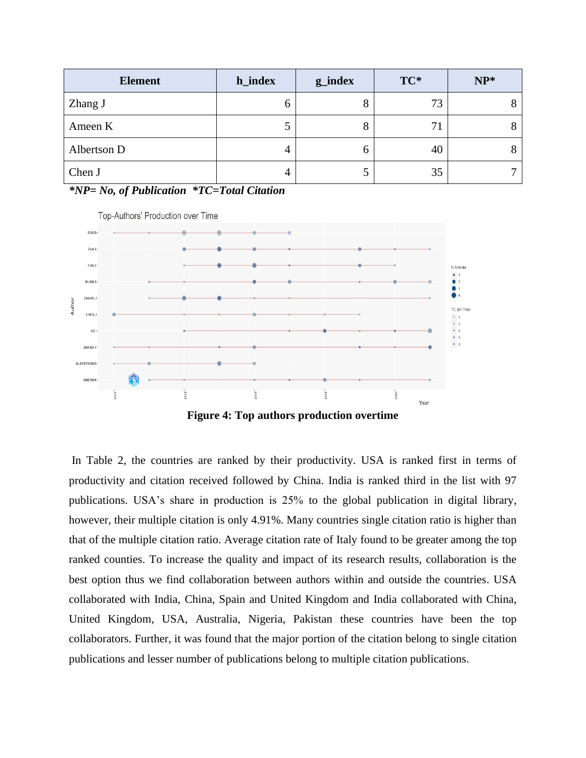| Element | h_index | g_index | TC* | NP* |
|---|---|---|---|---|
| Zhang J | 6 | 8 | 73 | 8 |
| Ameen K | 5 | 8 | 71 | 8 |
| Albertson D | 4 | 6 | 40 | 8 |
| Chen J | 4 | 5 | 35 | 7 |

***NP= No, of Publication \*TC=Total Citation***

**Figure 4: Top authors production overtime**

In Table 2, the countries are ranked by their productivity. USA is ranked first in terms of productivity and citation received followed by China. India is ranked third in the list with 97 publications. USA's share in production is 25% to the global publication in digital library, however, their multiple citation is only 4.91%. Many countries single citation ratio is higher than that of the multiple citation ratio. Average citation rate of Italy found to be greater among the top ranked counties. To increase the quality and impact of its research results, collaboration is the best option thus we find collaboration between authors within and outside the countries. USA collaborated with India, China, Spain and United Kingdom and India collaborated with China, United Kingdom, USA, Australia, Nigeria, Pakistan these countries have been the top collaborators. Further, it was found that the major portion of the citation belong to single citation publications and lesser number of publications belong to multiple citation publications.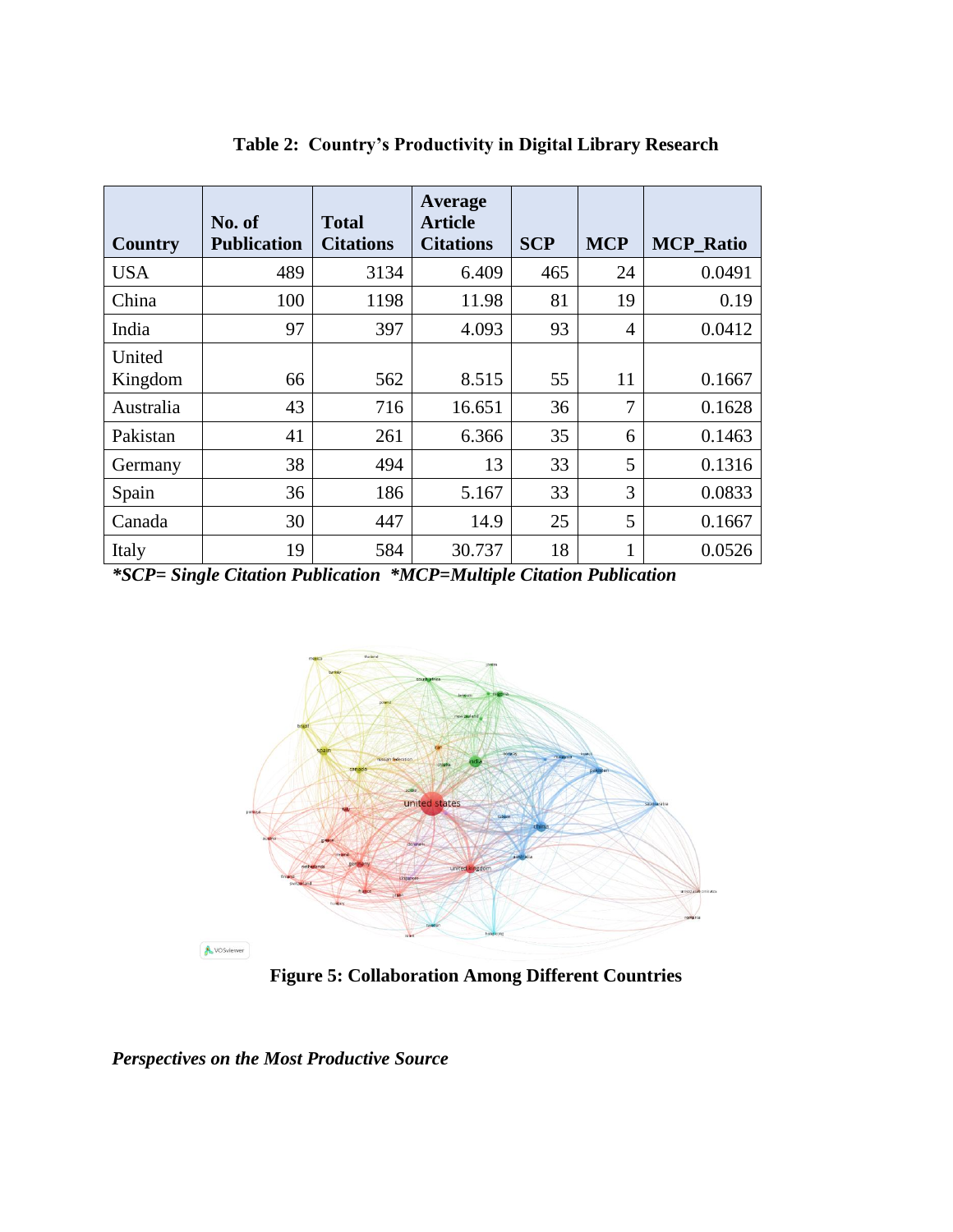**Table 2: Country's Productivity in Digital Library Research**

| Country | No. of Publication | Total Citations | Average Article Citations | SCP | MCP | MCP_Ratio |
|---|---|---|---|---|---|---|
| USA | 489 | 3134 | 6.409 | 465 | 24 | 0.0491 |
| China | 100 | 1198 | 11.98 | 81 | 19 | 0.19 |
| India | 97 | 397 | 4.093 | 93 | 4 | 0.0412 |
| United Kingdom | 66 | 562 | 8.515 | 55 | 11 | 0.1667 |
| Australia | 43 | 716 | 16.651 | 36 | 7 | 0.1628 |
| Pakistan | 41 | 261 | 6.366 | 35 | 6 | 0.1463 |
| Germany | 38 | 494 | 13 | 33 | 5 | 0.1316 |
| Spain | 36 | 186 | 5.167 | 33 | 3 | 0.0833 |
| Canada | 30 | 447 | 14.9 | 25 | 5 | 0.1667 |
| Italy | 19 | 584 | 30.737 | 18 | 1 | 0.0526 |

***SCP= Single Citation Publication  *MCP=Multiple Citation Publication***

**Figure 5: Collaboration Among Different Countries**

***Perspectives on the Most Productive Source***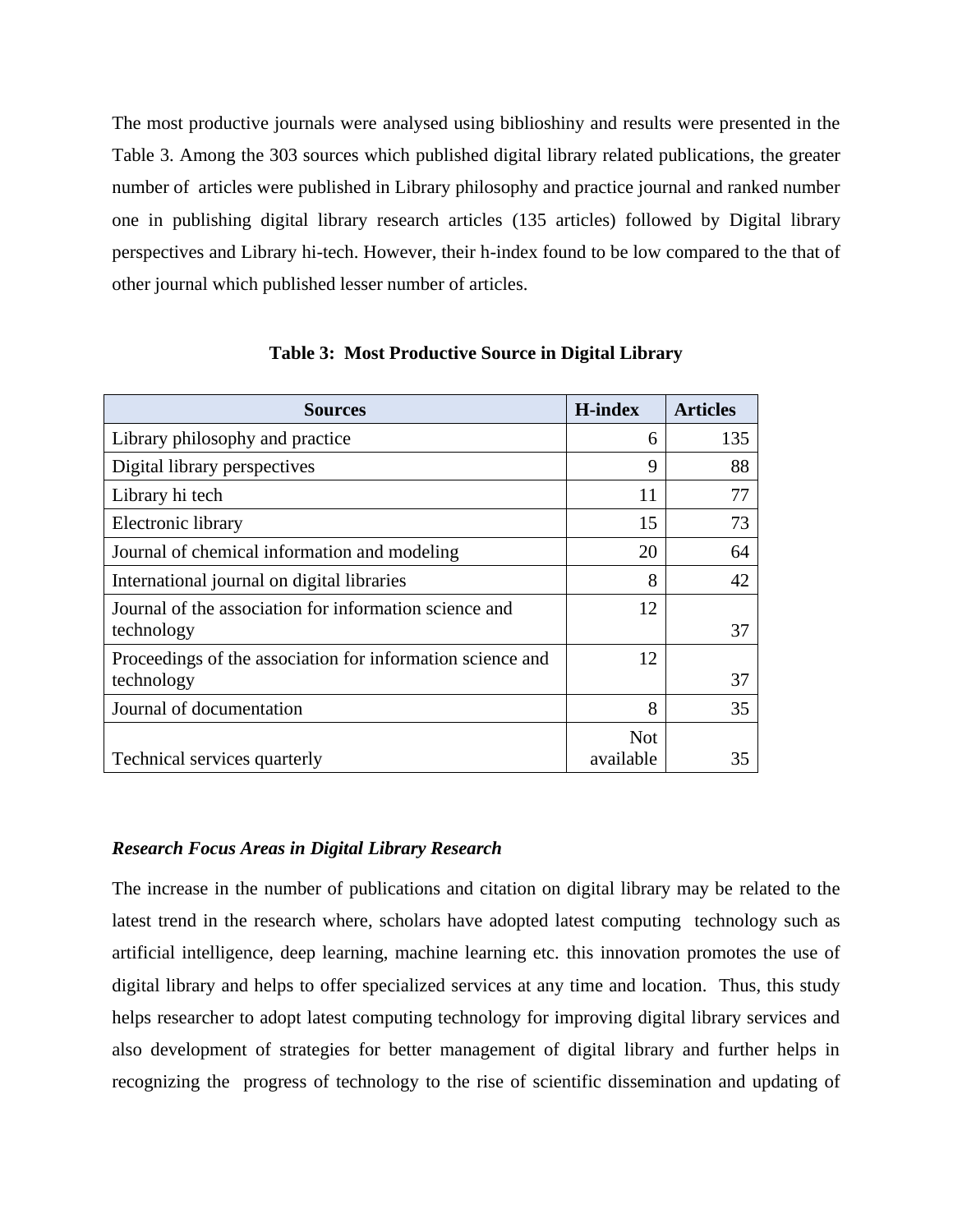The most productive journals were analysed using biblioshiny and results were presented in the Table 3. Among the 303 sources which published digital library related publications, the greater number of articles were published in Library philosophy and practice journal and ranked number one in publishing digital library research articles (135 articles) followed by Digital library perspectives and Library hi-tech. However, their h-index found to be low compared to the that of other journal which published lesser number of articles.

**Table 3: Most Productive Source in Digital Library**

| Sources | H-index | Articles |
|---|---|---|
| Library philosophy and practice | 6 | 135 |
| Digital library perspectives | 9 | 88 |
| Library hi tech | 11 | 77 |
| Electronic library | 15 | 73 |
| Journal of chemical information and modeling | 20 | 64 |
| International journal on digital libraries | 8 | 42 |
| Journal of the association for information science and technology | 12 | 37 |
| Proceedings of the association for information science and technology | 12 | 37 |
| Journal of documentation | 8 | 35 |
| Technical services quarterly | Not available | 35 |

***Research Focus Areas in Digital Library Research***

The increase in the number of publications and citation on digital library may be related to the latest trend in the research where, scholars have adopted latest computing technology such as artificial intelligence, deep learning, machine learning etc. this innovation promotes the use of digital library and helps to offer specialized services at any time and location. Thus, this study helps researcher to adopt latest computing technology for improving digital library services and also development of strategies for better management of digital library and further helps in recognizing the progress of technology to the rise of scientific dissemination and updating of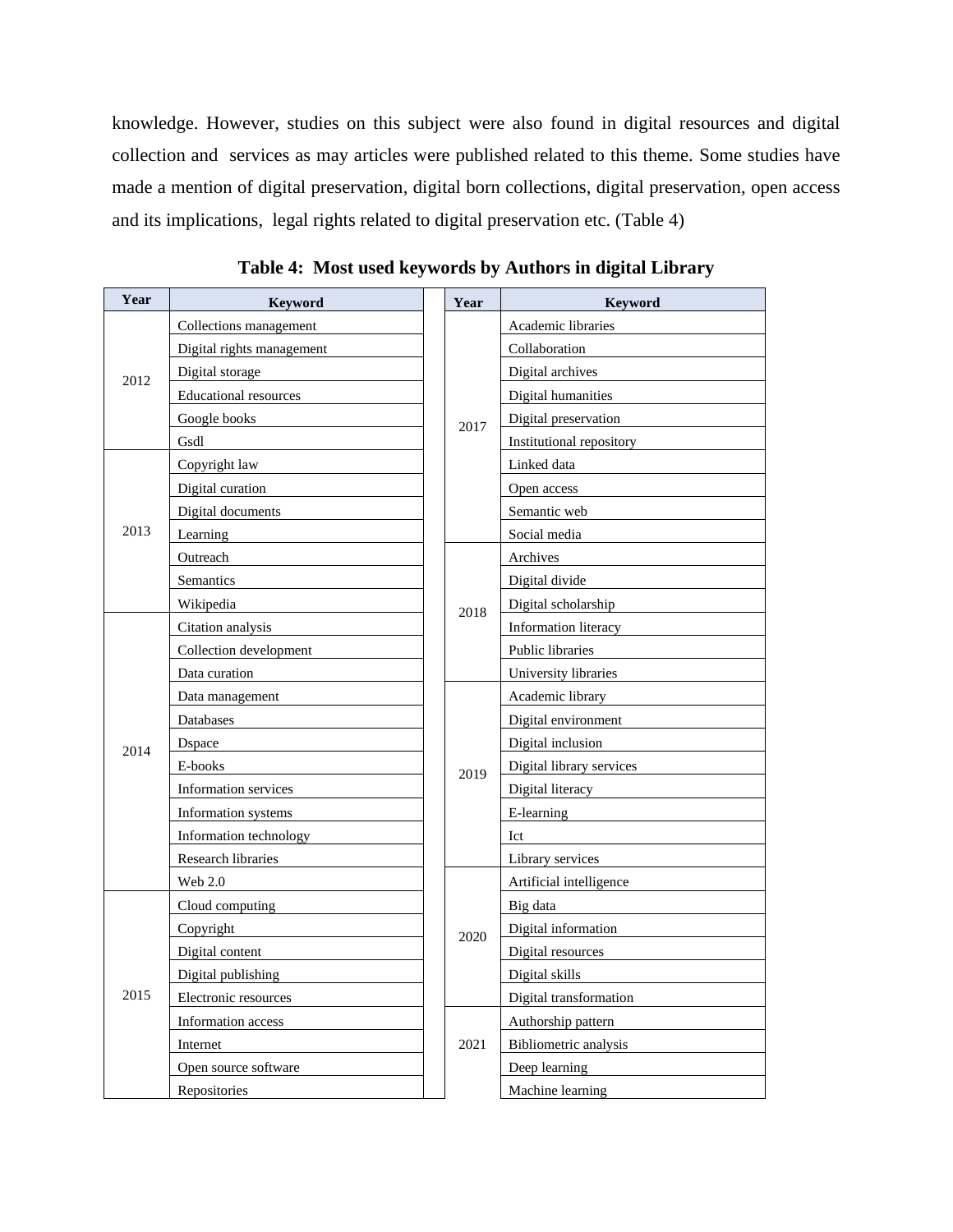knowledge. However, studies on this subject were also found in digital resources and digital collection and services as may articles were published related to this theme. Some studies have made a mention of digital preservation, digital born collections, digital preservation, open access and its implications, legal rights related to digital preservation etc. (Table 4)

**Table 4: Most used keywords by Authors in digital Library**

| Year | Keyword | | Year | Keyword |
|---|---|---|---|---|
| 2012 | Collections management | | 2017 | Academic libraries |
| | Digital rights management | | | Collaboration |
| | Digital storage | | | Digital archives |
| | Educational resources | | | Digital humanities |
| | Google books | | | Digital preservation |
| | Gsdl | | | Institutional repository |
| 2013 | Copyright law | | | Linked data |
| | Digital curation | | | Open access |
| | Digital documents | | | Semantic web |
| | Learning | | | Social media |
| | Outreach | | 2018 | Archives |
| | Semantics | | | Digital divide |
| | Wikipedia | | | Digital scholarship |
| 2014 | Citation analysis | | | Information literacy |
| | Collection development | | | Public libraries |
| | Data curation | | | University libraries |
| | Data management | | 2019 | Academic library |
| | Databases | | | Digital environment |
| | Dspace | | | Digital inclusion |
| | E-books | | | Digital library services |
| | Information services | | | Digital literacy |
| | Information systems | | | E-learning |
| | Information technology | | | Ict |
| | Research libraries | | | Library services |
| | Web 2.0 | | 2020 | Artificial intelligence |
| 2015 | Cloud computing | | | Big data |
| | Copyright | | | Digital information |
| | Digital content | | | Digital resources |
| | Digital publishing | | | Digital skills |
| | Electronic resources | | | Digital transformation |
| | Information access | | 2021 | Authorship pattern |
| | Internet | | | Bibliometric analysis |
| | Open source software | | | Deep learning |
| | Repositories | | | Machine learning |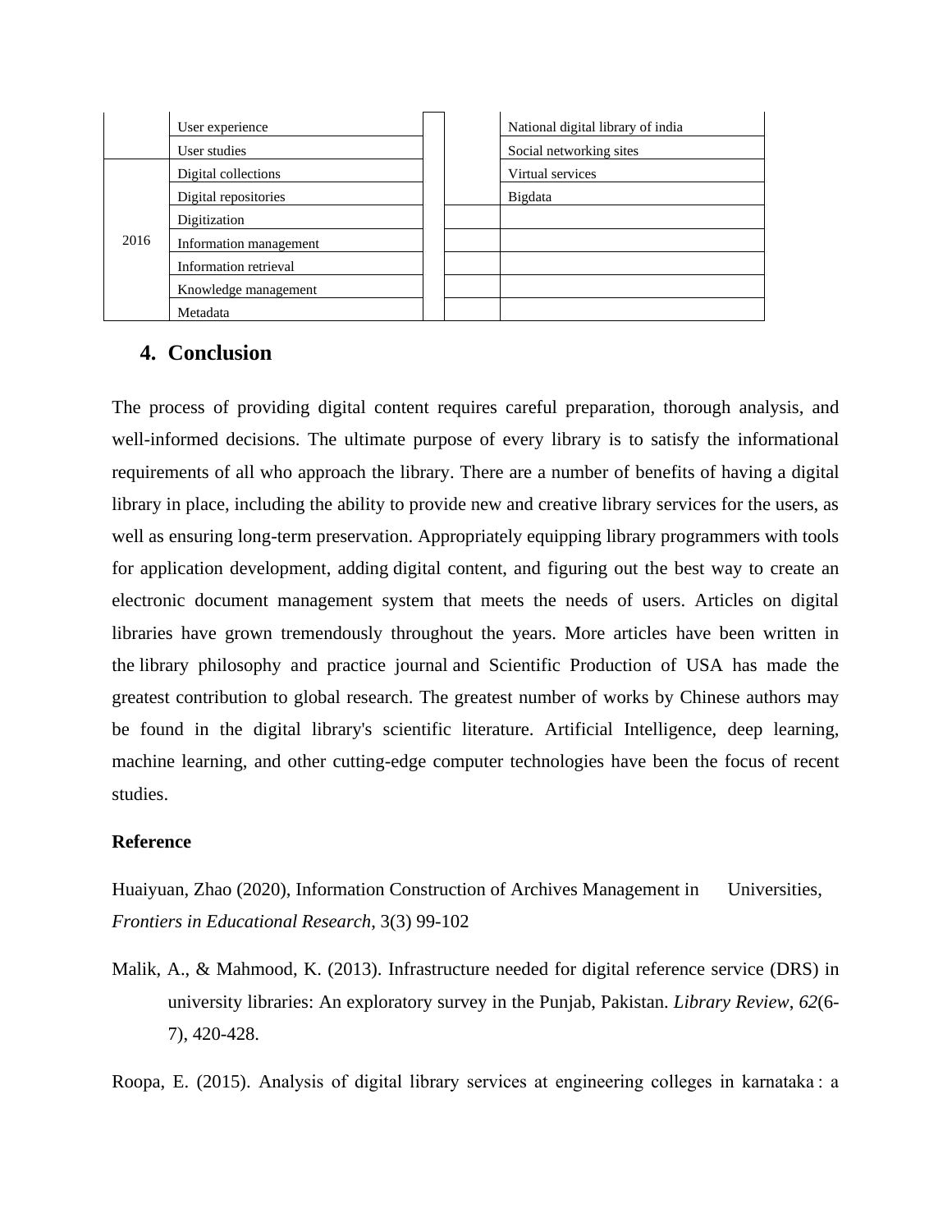| | | | | |
|---|---|---|---|---|
| | User experience | | | National digital library of india |
| | User studies | | | Social networking sites |
| 2016 | Digital collections | | | Virtual services |
| | Digital repositories | | | Bigdata |
| | Digitization | | | |
| | Information management | | | |
| | Information retrieval | | | |
| | Knowledge management | | | |
| | Metadata | | | |

## 4. Conclusion

The process of providing digital content requires careful preparation, thorough analysis, and well-informed decisions. The ultimate purpose of every library is to satisfy the informational requirements of all who approach the library. There are a number of benefits of having a digital library in place, including the ability to provide new and creative library services for the users, as well as ensuring long-term preservation. Appropriately equipping library programmers with tools for application development, adding digital content, and figuring out the best way to create an electronic document management system that meets the needs of users. Articles on digital libraries have grown tremendously throughout the years. More articles have been written in the library philosophy and practice journal and Scientific Production of USA has made the greatest contribution to global research. The greatest number of works by Chinese authors may be found in the digital library's scientific literature. Artificial Intelligence, deep learning, machine learning, and other cutting-edge computer technologies have been the focus of recent studies.

**Reference**

Huaiyuan, Zhao (2020), Information Construction of Archives Management in Universities, *Frontiers in Educational Research*, 3(3) 99-102

Malik, A., & Mahmood, K. (2013). Infrastructure needed for digital reference service (DRS) in university libraries: An exploratory survey in the Punjab, Pakistan. *Library Review*, *62*(6-7), 420-428.

Roopa, E. (2015). Analysis of digital library services at engineering colleges in karnataka : a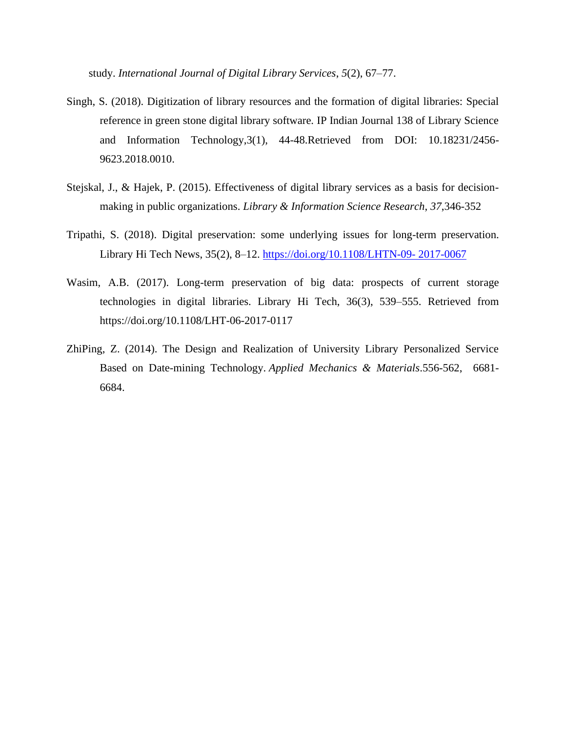study. *International Journal of Digital Library Services*, *5*(2), 67–77.

Singh, S. (2018). Digitization of library resources and the formation of digital libraries: Special reference in green stone digital library software. IP Indian Journal 138 of Library Science and Information Technology,3(1), 44-48.Retrieved from DOI: 10.18231/2456-9623.2018.0010.

Stejskal, J., & Hajek, P. (2015). Effectiveness of digital library services as a basis for decision-making in public organizations. *Library & Information Science Research*, *37*,346-352

Tripathi, S. (2018). Digital preservation: some underlying issues for long-term preservation. Library Hi Tech News, 35(2), 8–12. https://doi.org/10.1108/LHTN-09- 2017-0067

Wasim, A.B. (2017). Long-term preservation of big data: prospects of current storage technologies in digital libraries. Library Hi Tech, 36(3), 539–555. Retrieved from https://doi.org/10.1108/LHT-06-2017-0117

ZhiPing, Z. (2014). The Design and Realization of University Library Personalized Service Based on Date-mining Technology. *Applied Mechanics & Materials*.556-562, 6681-6684.